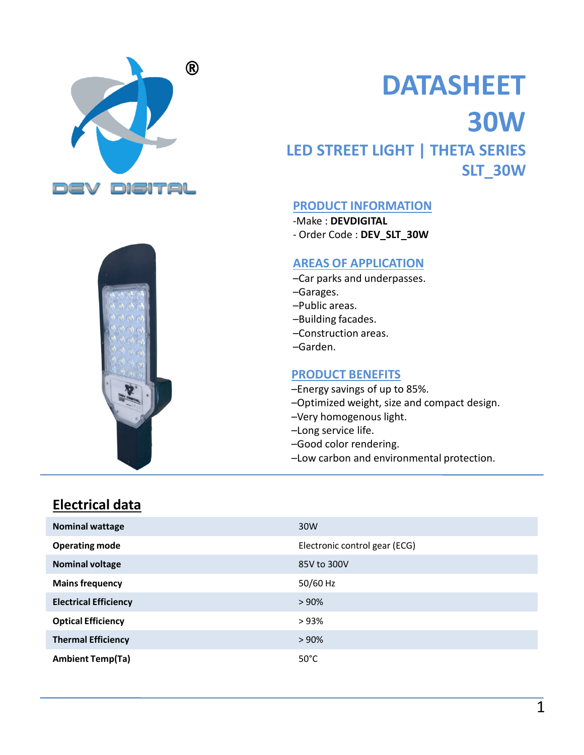# DATASHEET

# 30W

## LED STREET LIGHT | THETA SERIES

## SLT_30W

### PRODUCT INFORMATION

-Make : **DEVDIGITAL**

- Order Code : **DEV_SLT_30W**

### AREAS OF APPLICATION

–Car parks and underpasses.
–Garages.
–Public areas.
–Building facades.
–Construction areas.
–Garden.

### PRODUCT BENEFITS

–Energy savings of up to 85%.
–Optimized weight, size and compact design.
–Very homogenous light.
–Long service life.
–Good color rendering.
–Low carbon and environmental protection.

## Electrical data

| | |
|---|---|
| **Nominal wattage** | 30W |
| **Operating mode** | Electronic control gear (ECG) |
| **Nominal voltage** | 85V to 300V |
| **Mains frequency** | 50/60 Hz |
| **Electrical Efficiency** | > 90% |
| **Optical Efficiency** | > 93% |
| **Thermal Efficiency** | > 90% |
| **Ambient Temp(Ta)** | 50°C |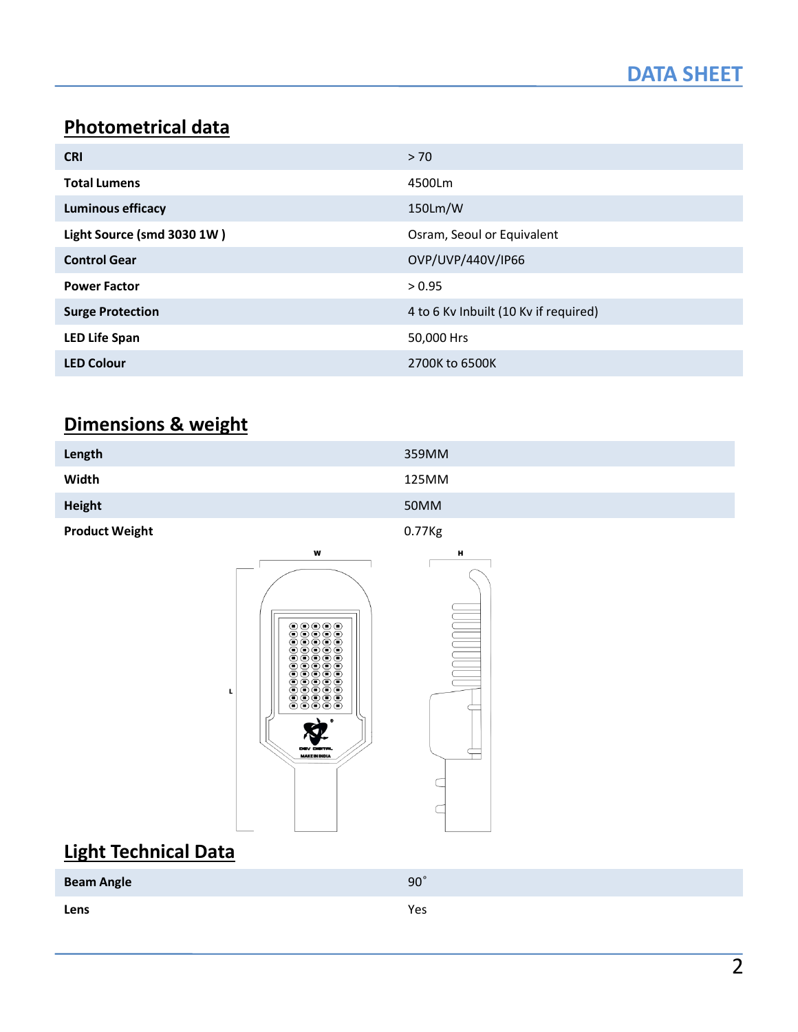## Photometrical data

| | |
|---|---|
| **CRI** | > 70 |
| **Total Lumens** | 4500Lm |
| **Luminous efficacy** | 150Lm/W |
| **Light Source (smd 3030 1W )** | Osram, Seoul or Equivalent |
| **Control Gear** | OVP/UVP/440V/IP66 |
| **Power Factor** | > 0.95 |
| **Surge Protection** | 4 to 6 Kv Inbuilt (10 Kv if required) |
| **LED Life Span** | 50,000 Hrs |
| **LED Colour** | 2700K to 6500K |

## Dimensions & weight

| | |
|---|---|
| **Length** | 359MM |
| **Width** | 125MM |
| **Height** | 50MM |
| **Product Weight** | 0.77Kg |

## Light Technical Data

| | |
|---|---|
| **Beam Angle** | 90˚ |
| **Lens** | Yes |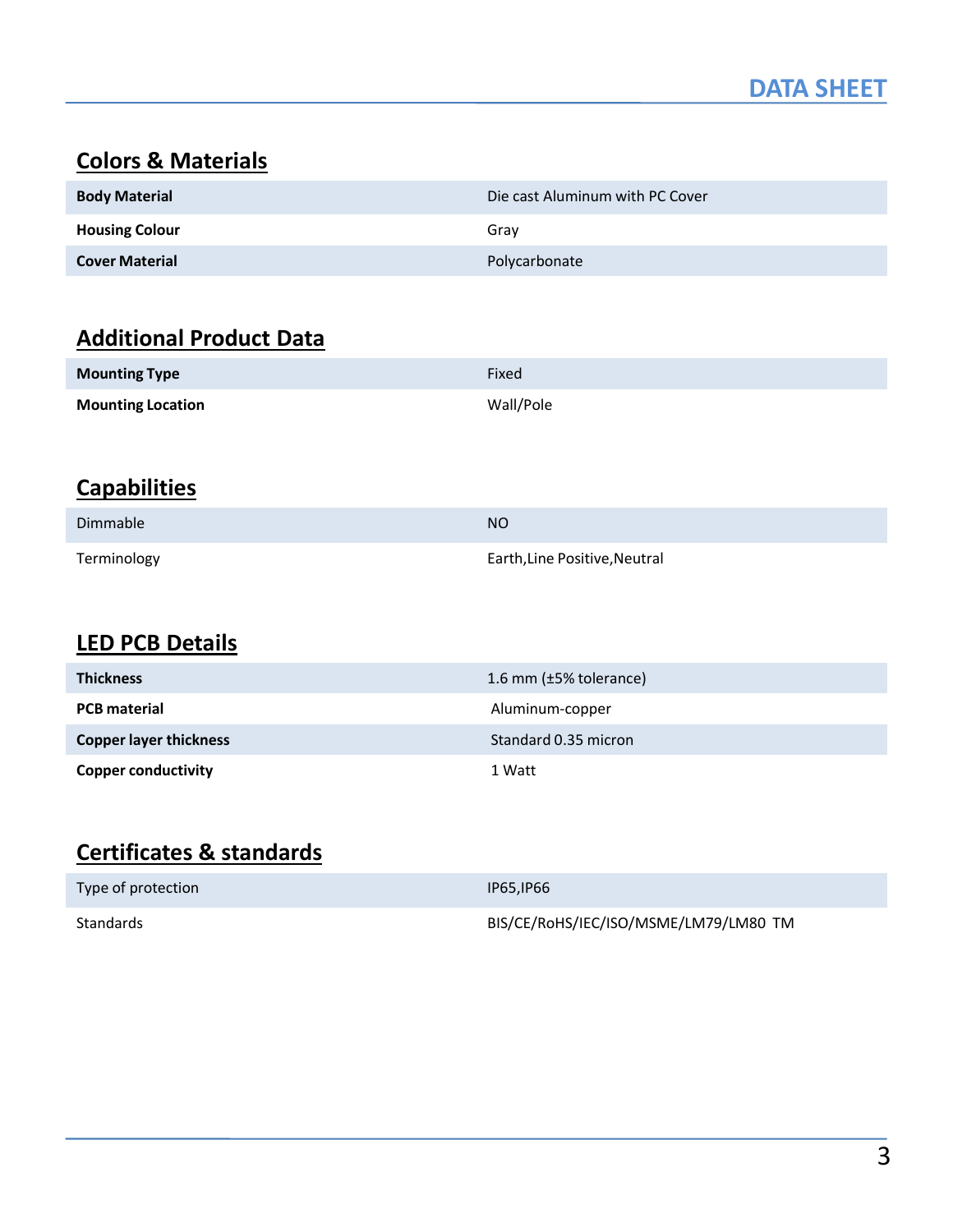## Colors & Materials

| | |
|---|---|
| **Body Material** | Die cast Aluminum with PC Cover |
| **Housing Colour** | Gray |
| **Cover Material** | Polycarbonate |

## Additional Product Data

| | |
|---|---|
| **Mounting Type** | Fixed |
| **Mounting Location** | Wall/Pole |

## Capabilities

| | |
|---|---|
| Dimmable | NO |
| Terminology | Earth,Line Positive,Neutral |

## LED PCB Details

| | |
|---|---|
| **Thickness** | 1.6 mm (±5% tolerance) |
| **PCB material** | Aluminum-copper |
| **Copper layer thickness** | Standard 0.35 micron |
| **Copper conductivity** | 1 Watt |

## Certificates & standards

| | |
|---|---|
| Type of protection | IP65,IP66 |
| Standards | BIS/CE/RoHS/IEC/ISO/MSME/LM79/LM80 TM |